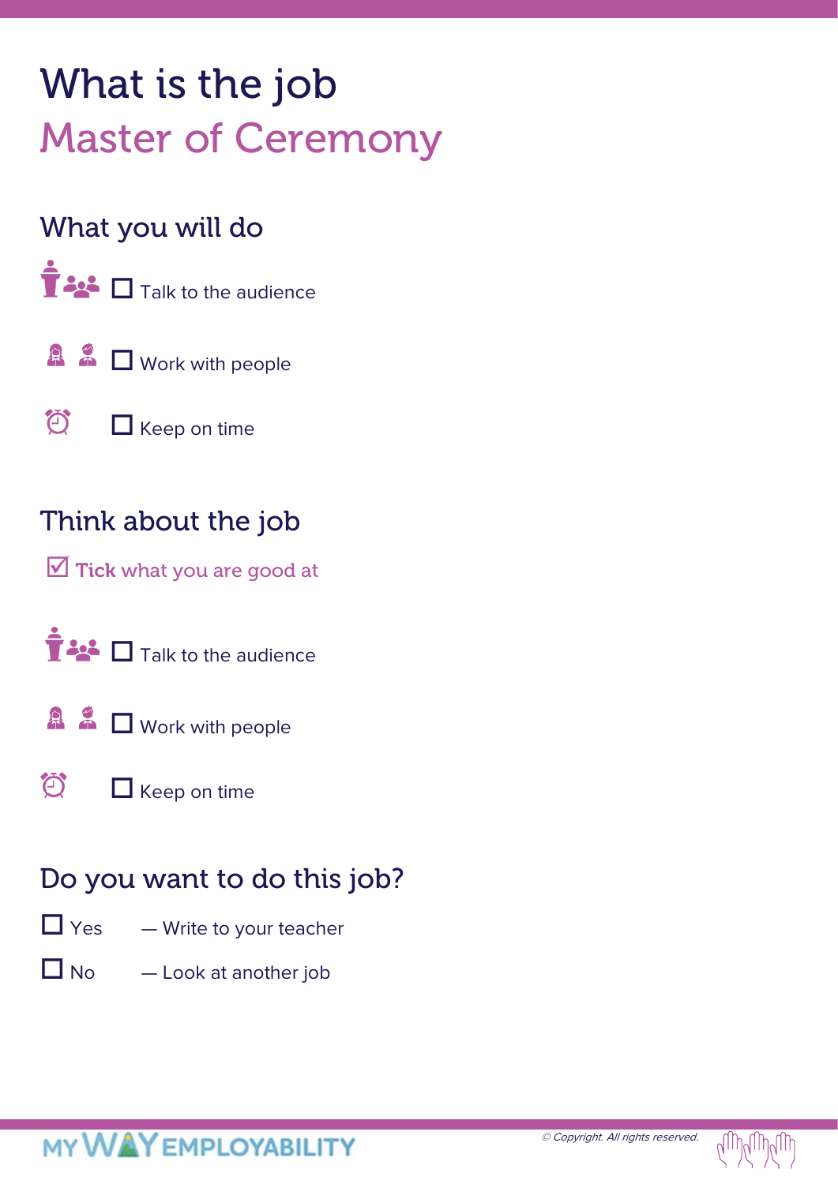# What is the job

# Master of Ceremony

## What you will do

- ☐ Talk to the audience
- ☐ Work with people
- ☐ Keep on time

## Think about the job

☑ **Tick what you are good at**

- ☐ Talk to the audience
- ☐ Work with people
- ☐ Keep on time

## Do you want to do this job?

- ☐ Yes — Write to your teacher
- ☐ No — Look at another job

MY WAY EMPLOYABILITY

*© Copyright. All rights reserved.*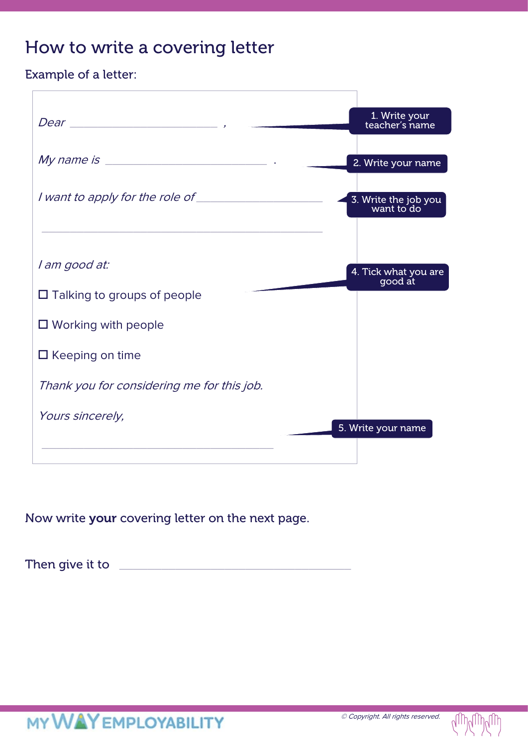# How to write a covering letter

Example of a letter:

*Dear* ____________________ ,

1. Write your teacher's name

*My name is* ______________________ .

2. Write your name

*I want to apply for the role of* __________________

______________________________________

3. Write the job you want to do

*I am good at:*

4. Tick what you are good at

☐ Talking to groups of people

☐ Working with people

☐ Keeping on time

*Thank you for considering me for this job.*

*Yours sincerely,*

______________________________

5. Write your name

Now write **your** covering letter on the next page.

Then give it to ______________________________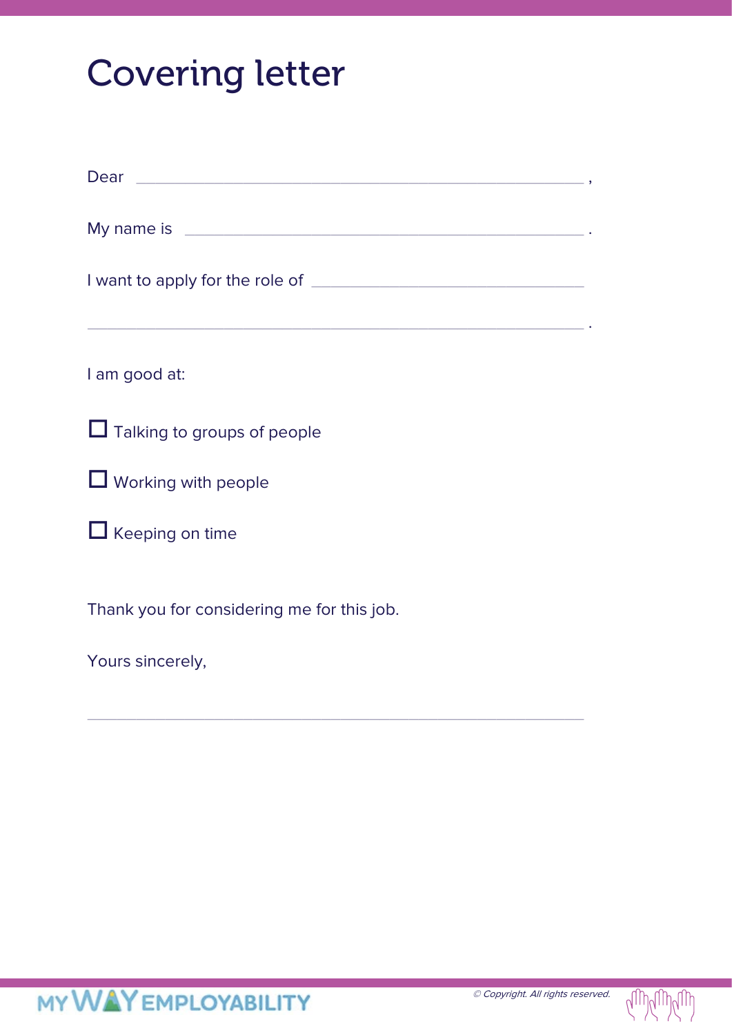# Covering letter

Dear ______________________________________________,

My name is __________________________________________.

I want to apply for the role of ___________________________

______________________________________________________.

I am good at:

- ☐ Talking to groups of people
- ☐ Working with people
- ☐ Keeping on time

Thank you for considering me for this job.

Yours sincerely,

______________________________________________________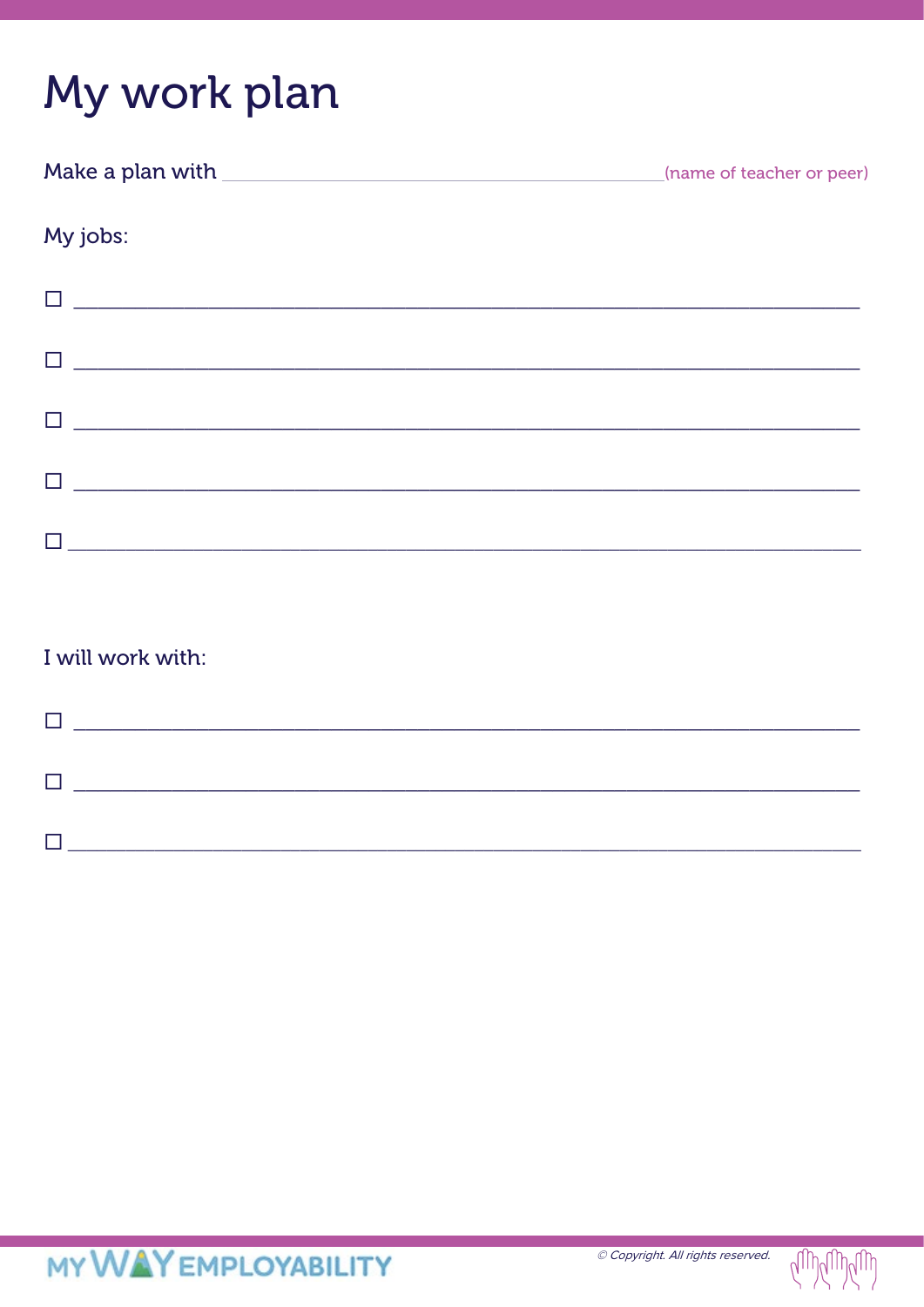# My work plan

Make a plan with ______________________________ (name of teacher or peer)

My jobs:

- ☐ ____________________________________________________________
- ☐ ____________________________________________________________
- ☐ ____________________________________________________________
- ☐ ____________________________________________________________
- ☐ ____________________________________________________________

I will work with:

- ☐ ____________________________________________________________
- ☐ ____________________________________________________________
- ☐ ____________________________________________________________